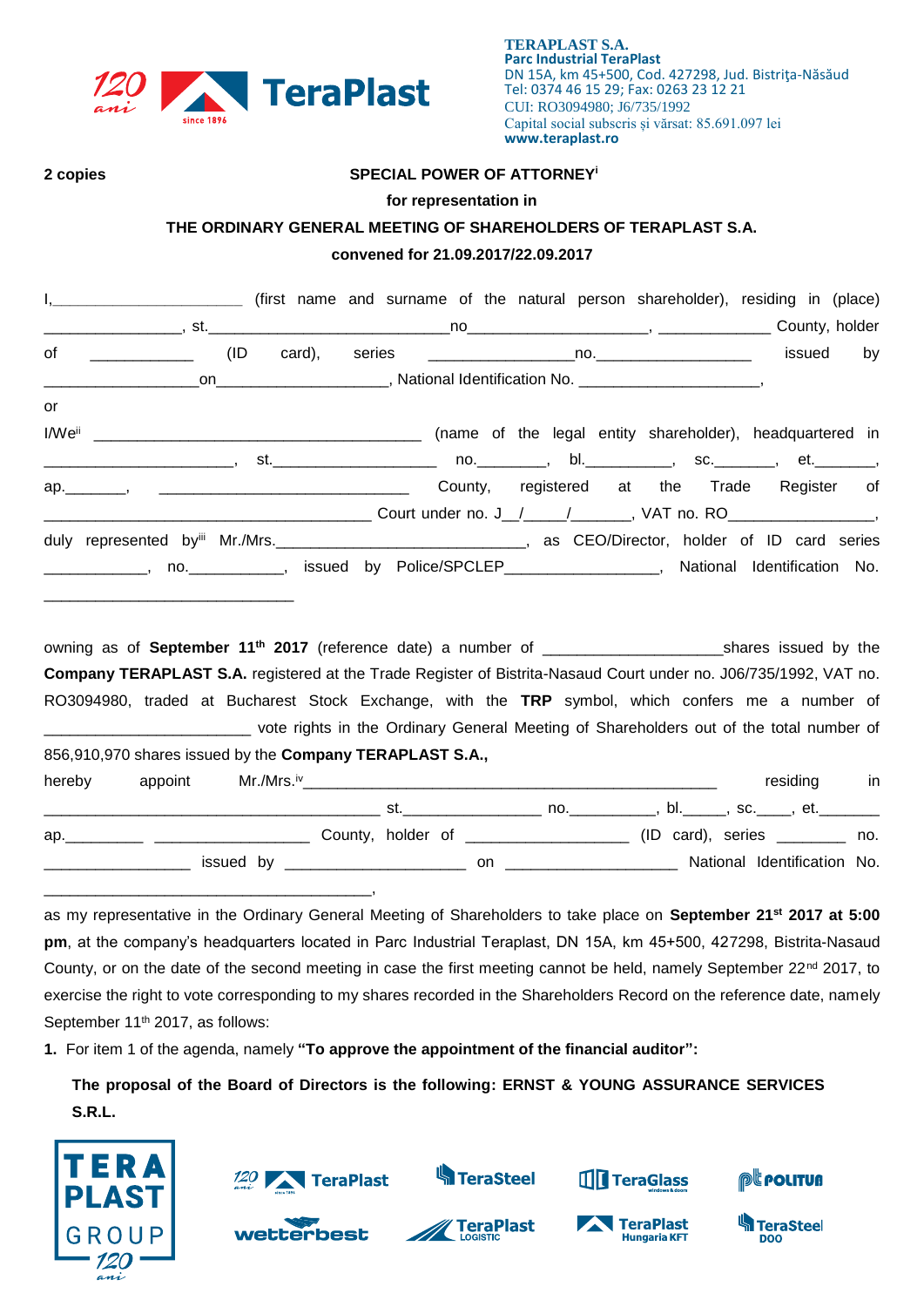TERAPLAST S.A.
Parc Industrial TeraPlast
DN 15A, km 45+500, Cod. 427298, Jud. Bistriţa-Năsăud
Tel: 0374 46 15 29; Fax: 0263 23 12 21
CUI: RO3094980; J6/735/1992
Capital social subscris și vărsat: 85.691.097 lei
www.teraplast.ro

**2 copies**

**SPECIAL POWER OF ATTORNEY**[i]

**for representation in**

**THE ORDINARY GENERAL MEETING OF SHAREHOLDERS OF TERAPLAST S.A.**

**convened for 21.09.2017/22.09.2017**

I,______________________ (first name and surname of the natural person shareholder), residing in (place) ________________, st.____________________________no_____________________, _____________ County, holder of ____________ (ID card), series _________________no.__________________ issued by __________________on____________________, National Identification No. _____________________,

or

I/We[ii] _______________________________________ (name of the legal entity shareholder), headquartered in ______________________, st.____________________ no.________, bl.__________, sc._______, et._______, ap._______, ____________________________ County, registered at the Trade Register of ___________________________________ Court under no. J__/_____/_______, VAT no. RO________________, duly represented by[iii] Mr./Mrs._____________________________, as CEO/Director, holder of ID card series ____________, no.___________, issued by Police/SPCLEP__________________, National Identification No. _____________________________

owning as of **September 11th 2017** (reference date) a number of ____________________shares issued by the **Company TERAPLAST S.A.** registered at the Trade Register of Bistrita-Nasaud Court under no. J06/735/1992, VAT no. RO3094980, traded at Bucharest Stock Exchange, with the **TRP** symbol, which confers me a number of ________________________ vote rights in the Ordinary General Meeting of Shareholders out of the total number of 856,910,970 shares issued by the **Company TERAPLAST S.A.,**

hereby appoint Mr./Mrs.[iv]________________________________________________ residing in ______________________________________ st.________________ no.__________, bl._____, sc.____, et._______ ap._________ __________________ County, holder of __________________ (ID card), series ________ no. _________________ issued by _____________________ on ____________________ National Identification No. _______________________________________,

as my representative in the Ordinary General Meeting of Shareholders to take place on **September 21st 2017 at 5:00 pm**, at the company's headquarters located in Parc Industrial Teraplast, DN 15A, km 45+500, 427298, Bistrita-Nasaud County, or on the date of the second meeting in case the first meeting cannot be held, namely September 22nd 2017, to exercise the right to vote corresponding to my shares recorded in the Shareholders Record on the reference date, namely September 11th 2017, as follows:

**1.** For item 1 of the agenda, namely **"To approve the appointment of the financial auditor":**

**The proposal of the Board of Directors is the following: ERNST & YOUNG ASSURANCE SERVICES S.R.L.**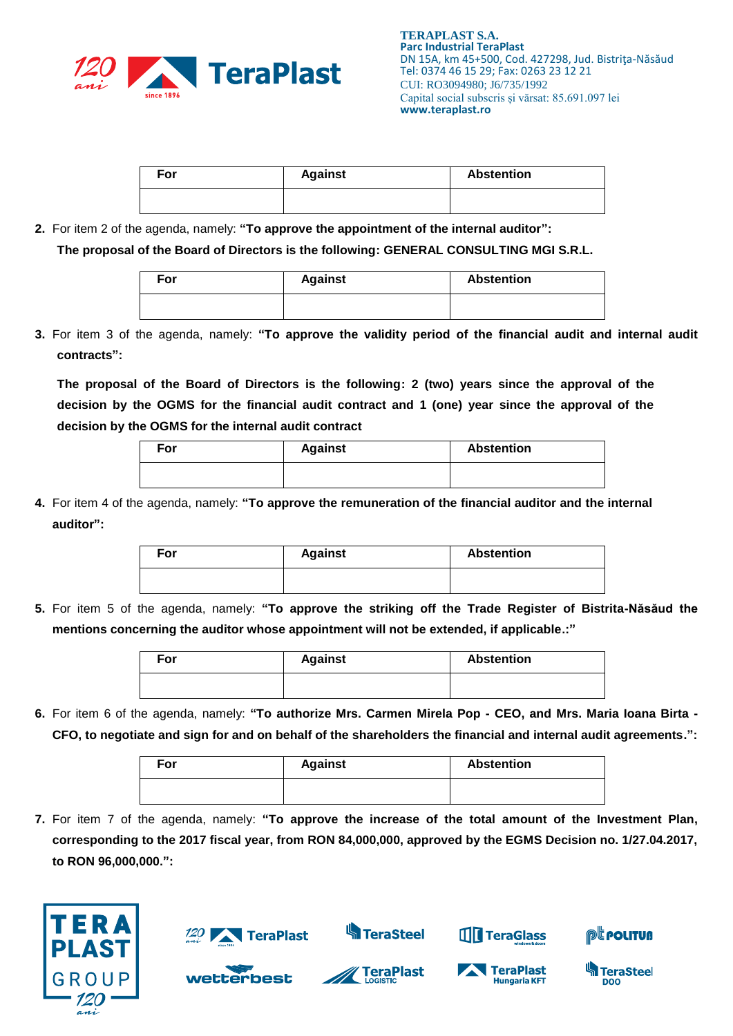| For | Against | Abstention |
|---|---|---|
| | | |

2. For item 2 of the agenda, namely: **"To approve the appointment of the internal auditor":**

   **The proposal of the Board of Directors is the following: GENERAL CONSULTING MGI S.R.L.**

| For | Against | Abstention |
|---|---|---|
| | | |

3. For item 3 of the agenda, namely: **"To approve the validity period of the financial audit and internal audit contracts":**

   **The proposal of the Board of Directors is the following: 2 (two) years since the approval of the decision by the OGMS for the financial audit contract and 1 (one) year since the approval of the decision by the OGMS for the internal audit contract**

| For | Against | Abstention |
|---|---|---|
| | | |

4. For item 4 of the agenda, namely: **"To approve the remuneration of the financial auditor and the internal auditor":**

| For | Against | Abstention |
|---|---|---|
| | | |

5. For item 5 of the agenda, namely: **"To approve the striking off the Trade Register of Bistrita-Năsăud the mentions concerning the auditor whose appointment will not be extended, if applicable.:"**

| For | Against | Abstention |
|---|---|---|
| | | |

6. For item 6 of the agenda, namely: **"To authorize Mrs. Carmen Mirela Pop - CEO, and Mrs. Maria Ioana Birta - CFO, to negotiate and sign for and on behalf of the shareholders the financial and internal audit agreements.":**

| For | Against | Abstention |
|---|---|---|
| | | |

7. For item 7 of the agenda, namely: **"To approve the increase of the total amount of the Investment Plan, corresponding to the 2017 fiscal year, from RON 84,000,000, approved by the EGMS Decision no. 1/27.04.2017, to RON 96,000,000.":**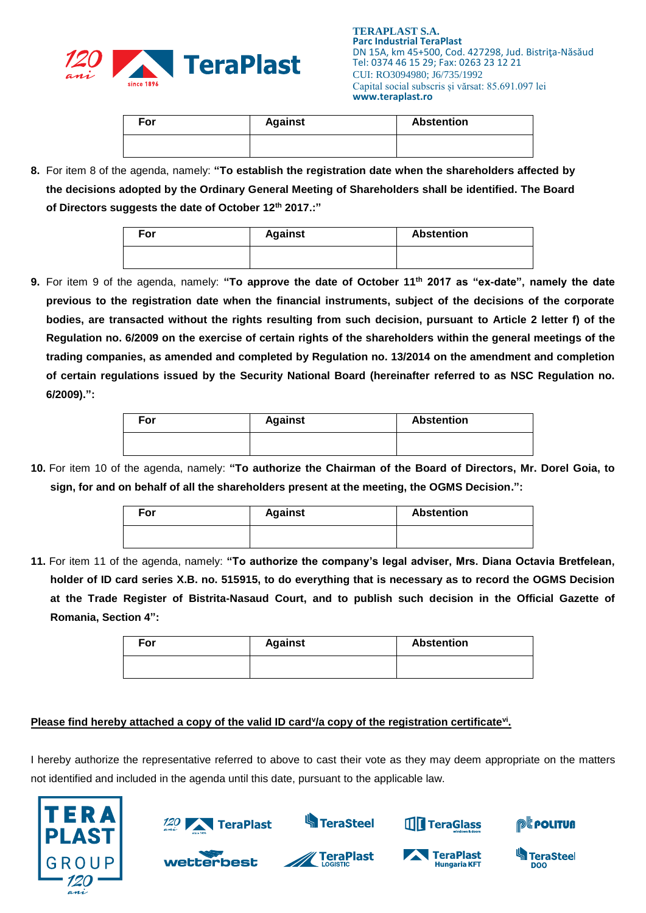| For | Against | Abstention |
| --- | --- | --- |
| | | |

8. For item 8 of the agenda, namely: **"To establish the registration date when the shareholders affected by the decisions adopted by the Ordinary General Meeting of Shareholders shall be identified. The Board of Directors suggests the date of October 12th 2017.:"**

| For | Against | Abstention |
| --- | --- | --- |
| | | |

9. For item 9 of the agenda, namely: **"To approve the date of October 11th 2017 as "ex-date", namely the date previous to the registration date when the financial instruments, subject of the decisions of the corporate bodies, are transacted without the rights resulting from such decision, pursuant to Article 2 letter f) of the Regulation no. 6/2009 on the exercise of certain rights of the shareholders within the general meetings of the trading companies, as amended and completed by Regulation no. 13/2014 on the amendment and completion of certain regulations issued by the Security National Board (hereinafter referred to as NSC Regulation no. 6/2009).":**

| For | Against | Abstention |
| --- | --- | --- |
| | | |

10. For item 10 of the agenda, namely: **"To authorize the Chairman of the Board of Directors, Mr. Dorel Goia, to sign, for and on behalf of all the shareholders present at the meeting, the OGMS Decision.":**

| For | Against | Abstention |
| --- | --- | --- |
| | | |

11. For item 11 of the agenda, namely: **"To authorize the company's legal adviser, Mrs. Diana Octavia Bretfelean, holder of ID card series X.B. no. 515915, to do everything that is necessary as to record the OGMS Decision at the Trade Register of Bistrita-Nasaud Court, and to publish such decision in the Official Gazette of Romania, Section 4":**

| For | Against | Abstention |
| --- | --- | --- |
| | | |

**Please find hereby attached a copy of the valid ID card[v]/a copy of the registration certificate[vi].**

I hereby authorize the representative referred to above to cast their vote as they may deem appropriate on the matters not identified and included in the agenda until this date, pursuant to the applicable law.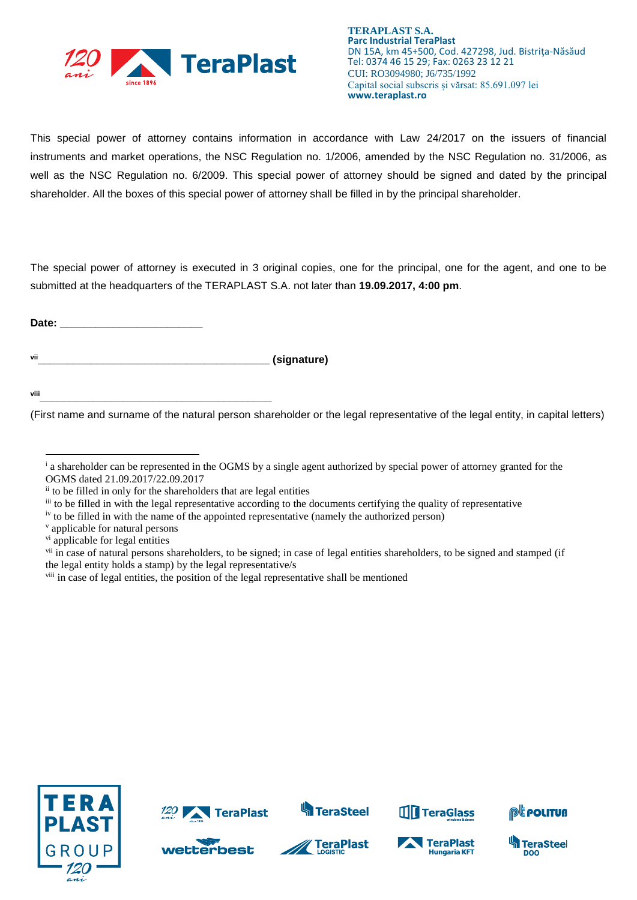TERAPLAST S.A.
Parc Industrial TeraPlast
DN 15A, km 45+500, Cod. 427298, Jud. Bistriţa-Năsăud
Tel: 0374 46 15 29; Fax: 0263 23 12 21
CUI: RO3094980; J6/735/1992
Capital social subscris și vărsat: 85.691.097 lei
www.teraplast.ro

This special power of attorney contains information in accordance with Law 24/2017 on the issuers of financial instruments and market operations, the NSC Regulation no. 1/2006, amended by the NSC Regulation no. 31/2006, as well as the NSC Regulation no. 6/2009. This special power of attorney should be signed and dated by the principal shareholder. All the boxes of this special power of attorney shall be filled in by the principal shareholder.

The special power of attorney is executed in 3 original copies, one for the principal, one for the agent, and one to be submitted at the headquarters of the TERAPLAST S.A. not later than **19.09.2017, 4:00 pm**.

**Date: ________________________**

[vii]________________________________________ **(signature)**

[viii]________________________________________

(First name and surname of the natural person shareholder or the legal representative of the legal entity, in capital letters)

---

[i] a shareholder can be represented in the OGMS by a single agent authorized by special power of attorney granted for the OGMS dated 21.09.2017/22.09.2017

[ii] to be filled in only for the shareholders that are legal entities

[iii] to be filled in with the legal representative according to the documents certifying the quality of representative

[iv] to be filled in with the name of the appointed representative (namely the authorized person)

[v] applicable for natural persons

[vi] applicable for legal entities

[vii] in case of natural persons shareholders, to be signed; in case of legal entities shareholders, to be signed and stamped (if the legal entity holds a stamp) by the legal representative/s

[viii] in case of legal entities, the position of the legal representative shall be mentioned